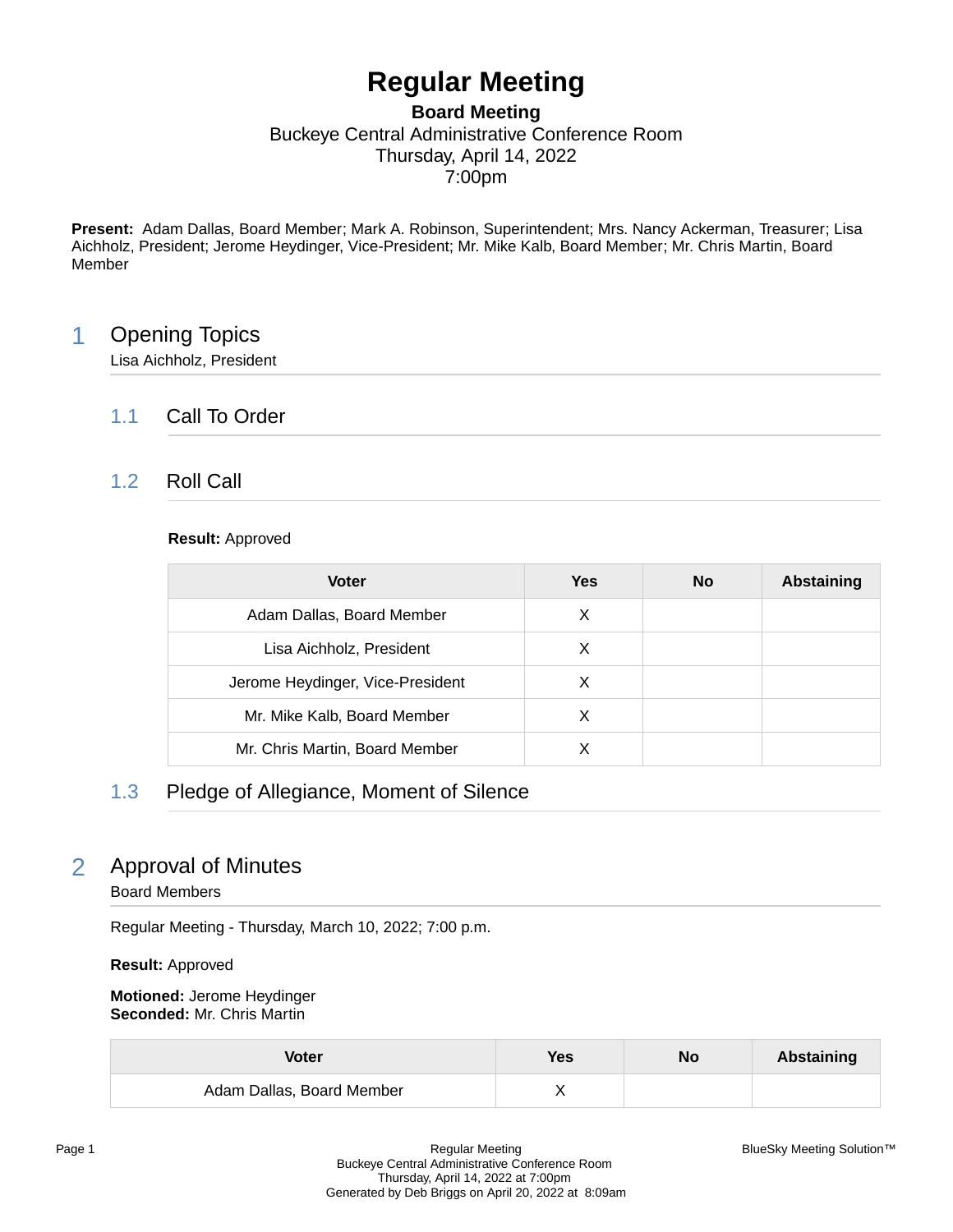# Regular Meeting

**Board Meeting**
Buckeye Central Administrative Conference Room
Thursday, April 14, 2022
7:00pm

**Present:** Adam Dallas, Board Member; Mark A. Robinson, Superintendent; Mrs. Nancy Ackerman, Treasurer; Lisa Aichholz, President; Jerome Heydinger, Vice-President; Mr. Mike Kalb, Board Member; Mr. Chris Martin, Board Member

## 1 Opening Topics

Lisa Aichholz, President

### 1.1 Call To Order

### 1.2 Roll Call

**Result:** Approved

| Voter | Yes | No | Abstaining |
|---|---|---|---|
| Adam Dallas, Board Member | X | | |
| Lisa Aichholz, President | X | | |
| Jerome Heydinger, Vice-President | X | | |
| Mr. Mike Kalb, Board Member | X | | |
| Mr. Chris Martin, Board Member | X | | |

### 1.3 Pledge of Allegiance, Moment of Silence

## 2 Approval of Minutes

Board Members

Regular Meeting - Thursday, March 10, 2022; 7:00 p.m.

**Result:** Approved

**Motioned:** Jerome Heydinger
**Seconded:** Mr. Chris Martin

| Voter | Yes | No | Abstaining |
|---|---|---|---|
| Adam Dallas, Board Member | X | | |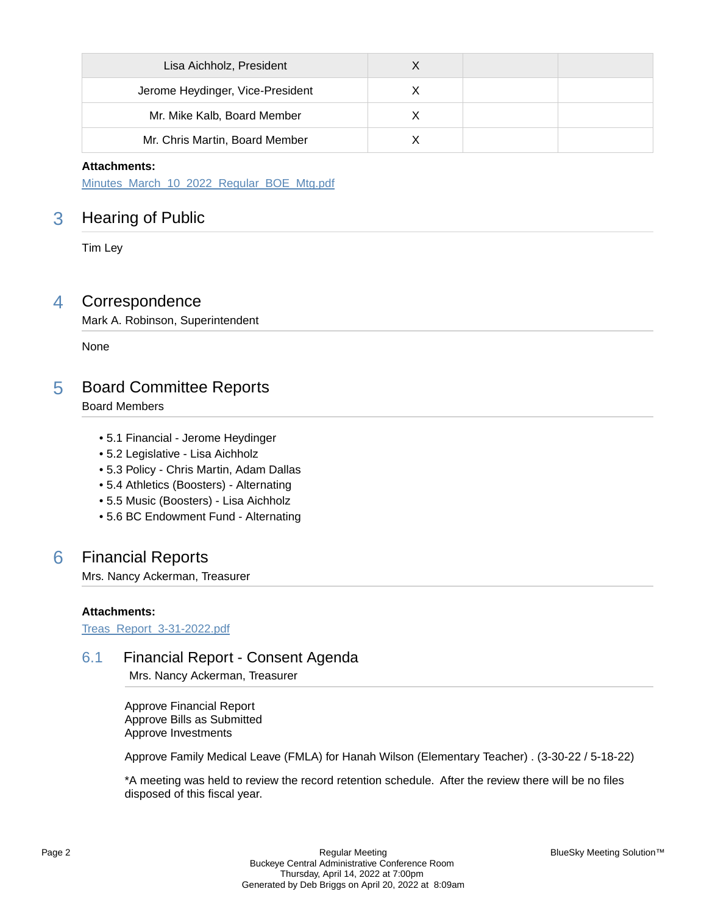| | | | |
|---|---|---|---|
| Lisa Aichholz, President | X | | |
| Jerome Heydinger, Vice-President | X | | |
| Mr. Mike Kalb, Board Member | X | | |
| Mr. Chris Martin, Board Member | X | | |

**Attachments:**

Minutes_March_10_2022_Regular_BOE_Mtg.pdf

## 3 Hearing of Public

Tim Ley

## 4 Correspondence

Mark A. Robinson, Superintendent

None

## 5 Board Committee Reports

Board Members

- 5.1 Financial - Jerome Heydinger
- 5.2 Legislative - Lisa Aichholz
- 5.3 Policy - Chris Martin, Adam Dallas
- 5.4 Athletics (Boosters) - Alternating
- 5.5 Music (Boosters) - Lisa Aichholz
- 5.6 BC Endowment Fund - Alternating

## 6 Financial Reports

Mrs. Nancy Ackerman, Treasurer

**Attachments:**

Treas_Report_3-31-2022.pdf

### 6.1 Financial Report - Consent Agenda

Mrs. Nancy Ackerman, Treasurer

Approve Financial Report
Approve Bills as Submitted
Approve Investments

Approve Family Medical Leave (FMLA) for Hanah Wilson (Elementary Teacher) . (3-30-22 / 5-18-22)

*A meeting was held to review the record retention schedule. After the review there will be no files disposed of this fiscal year.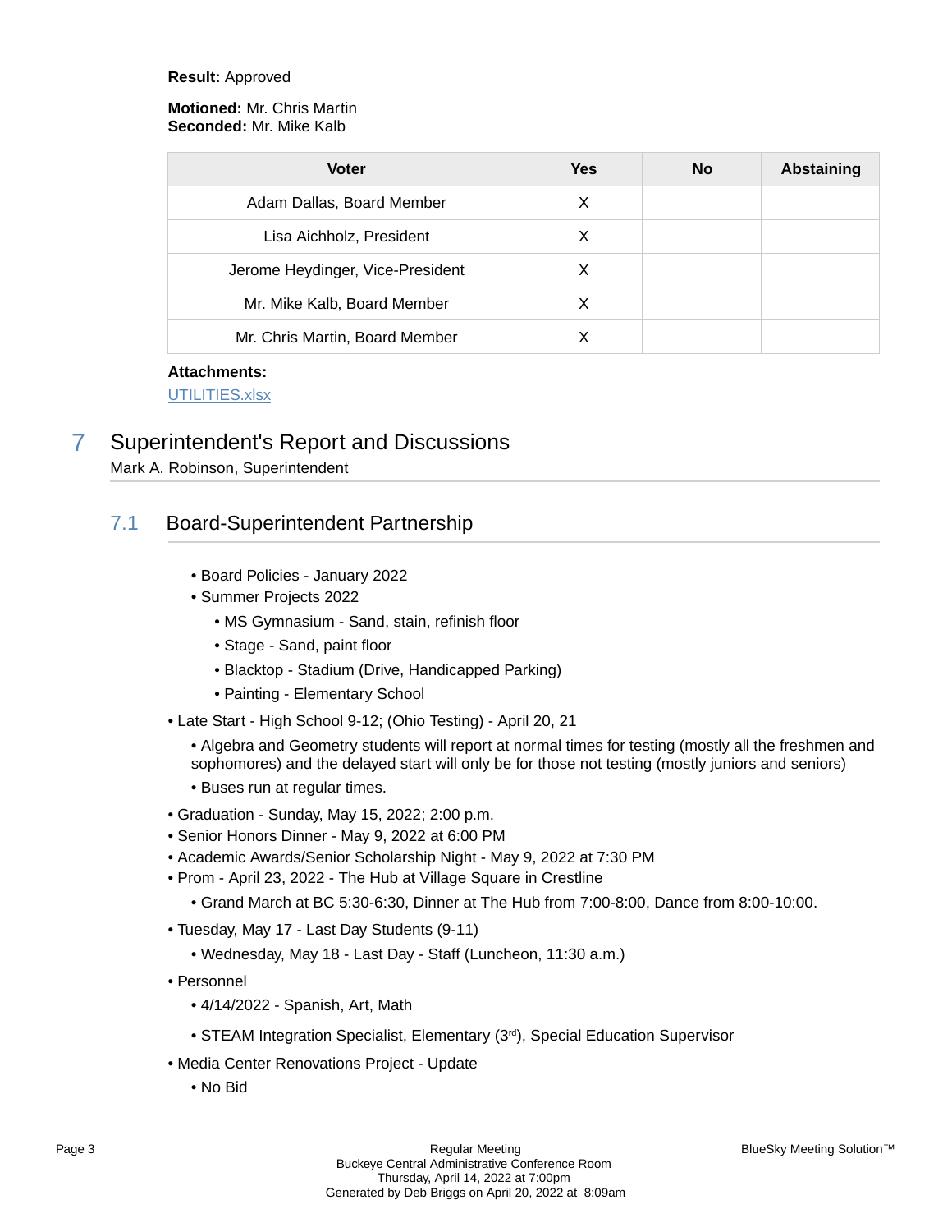**Result:** Approved

**Motioned:** Mr. Chris Martin
**Seconded:** Mr. Mike Kalb

| Voter | Yes | No | Abstaining |
|---|---|---|---|
| Adam Dallas, Board Member | X | | |
| Lisa Aichholz, President | X | | |
| Jerome Heydinger, Vice-President | X | | |
| Mr. Mike Kalb, Board Member | X | | |
| Mr. Chris Martin, Board Member | X | | |

**Attachments:**
UTILITIES.xlsx

# 7 Superintendent's Report and Discussions

Mark A. Robinson, Superintendent

## 7.1 Board-Superintendent Partnership

- Board Policies - January 2022
- Summer Projects 2022
  - MS Gymnasium - Sand, stain, refinish floor
  - Stage - Sand, paint floor
  - Blacktop - Stadium (Drive, Handicapped Parking)
  - Painting - Elementary School
- Late Start - High School 9-12; (Ohio Testing) - April 20, 21
  - Algebra and Geometry students will report at normal times for testing (mostly all the freshmen and sophomores) and the delayed start will only be for those not testing (mostly juniors and seniors)
  - Buses run at regular times.
- Graduation - Sunday, May 15, 2022; 2:00 p.m.
- Senior Honors Dinner - May 9, 2022 at 6:00 PM
- Academic Awards/Senior Scholarship Night - May 9, 2022 at 7:30 PM
- Prom - April 23, 2022 - The Hub at Village Square in Crestline
  - Grand March at BC 5:30-6:30, Dinner at The Hub from 7:00-8:00, Dance from 8:00-10:00.
- Tuesday, May 17 - Last Day Students (9-11)
  - Wednesday, May 18 - Last Day - Staff (Luncheon, 11:30 a.m.)
- Personnel
  - 4/14/2022 - Spanish, Art, Math
  - STEAM Integration Specialist, Elementary (3rd), Special Education Supervisor
- Media Center Renovations Project - Update
  - No Bid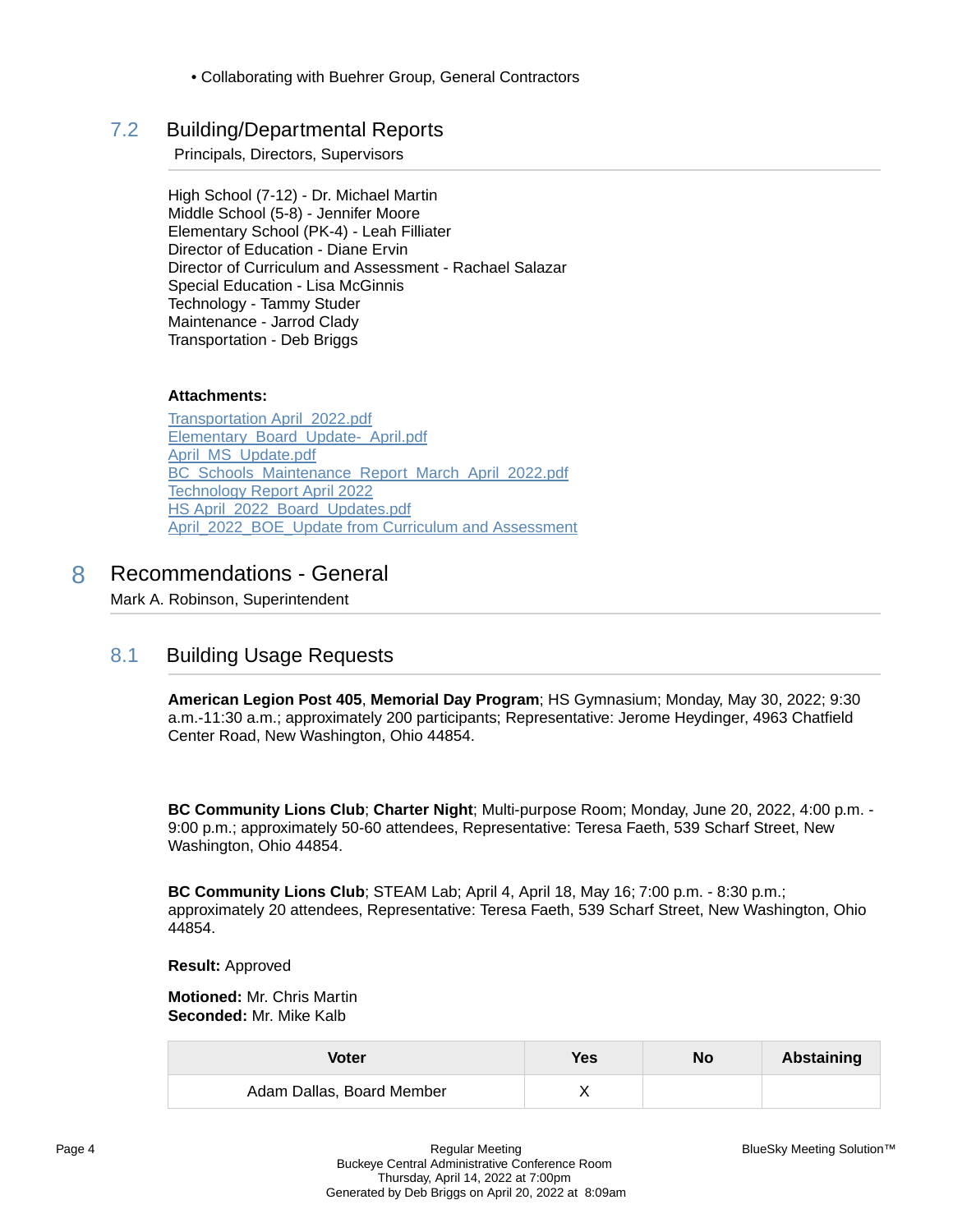• Collaborating with Buehrer Group, General Contractors

### 7.2 Building/Departmental Reports

Principals, Directors, Supervisors

High School (7-12) - Dr. Michael Martin
Middle School (5-8) - Jennifer Moore
Elementary School (PK-4) - Leah Filliater
Director of Education - Diane Ervin
Director of Curriculum and Assessment - Rachael Salazar
Special Education - Lisa McGinnis
Technology - Tammy Studer
Maintenance - Jarrod Clady
Transportation - Deb Briggs

**Attachments:**

Transportation April_2022.pdf
Elementary_Board_Update-_April.pdf
April_MS_Update.pdf
BC_Schools_Maintenance_Report_March_April_2022.pdf
Technology Report April 2022
HS April_2022_Board_Updates.pdf
April_2022_BOE_Update from Curriculum and Assessment

## 8 Recommendations - General

Mark A. Robinson, Superintendent

### 8.1 Building Usage Requests

**American Legion Post 405**, **Memorial Day Program**; HS Gymnasium; Monday, May 30, 2022; 9:30 a.m.-11:30 a.m.; approximately 200 participants; Representative: Jerome Heydinger, 4963 Chatfield Center Road, New Washington, Ohio 44854.

**BC Community Lions Club**; **Charter Night**; Multi-purpose Room; Monday, June 20, 2022, 4:00 p.m. - 9:00 p.m.; approximately 50-60 attendees, Representative: Teresa Faeth, 539 Scharf Street, New Washington, Ohio 44854.

**BC Community Lions Club**; STEAM Lab; April 4, April 18, May 16; 7:00 p.m. - 8:30 p.m.; approximately 20 attendees, Representative: Teresa Faeth, 539 Scharf Street, New Washington, Ohio 44854.

**Result:** Approved

**Motioned:** Mr. Chris Martin
**Seconded:** Mr. Mike Kalb

| Voter | Yes | No | Abstaining |
|---|---|---|---|
| Adam Dallas, Board Member | X | | |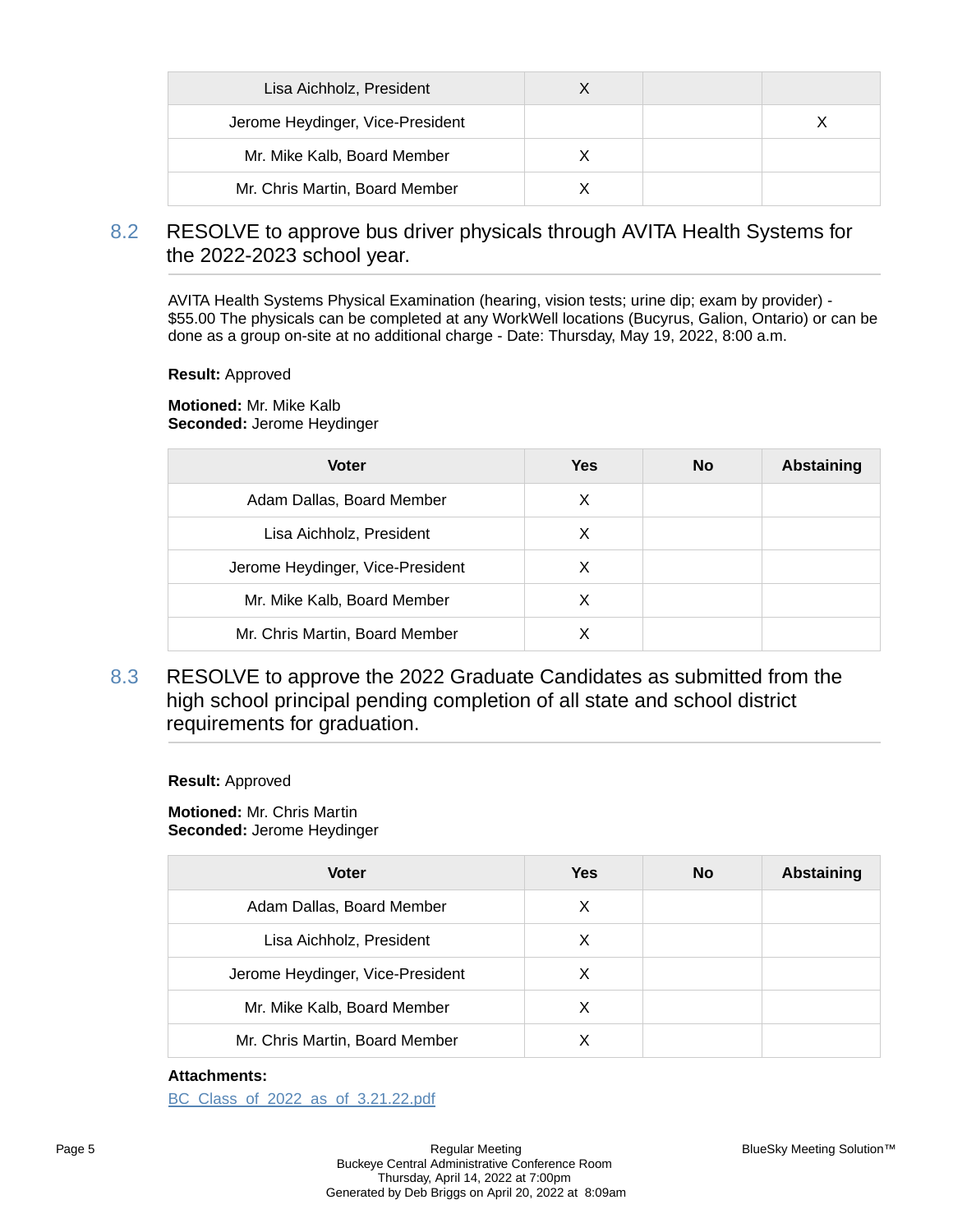| | | | |
|---|---|---|---|
| Lisa Aichholz, President | X | | |
| Jerome Heydinger, Vice-President | | | X |
| Mr. Mike Kalb, Board Member | X | | |
| Mr. Chris Martin, Board Member | X | | |

### 8.2 RESOLVE to approve bus driver physicals through AVITA Health Systems for the 2022-2023 school year.

AVITA Health Systems Physical Examination (hearing, vision tests; urine dip; exam by provider) - $55.00 The physicals can be completed at any WorkWell locations (Bucyrus, Galion, Ontario) or can be done as a group on-site at no additional charge - Date: Thursday, May 19, 2022, 8:00 a.m.

**Result:** Approved

**Motioned:** Mr. Mike Kalb
**Seconded:** Jerome Heydinger

| Voter | Yes | No | Abstaining |
|---|---|---|---|
| Adam Dallas, Board Member | X | | |
| Lisa Aichholz, President | X | | |
| Jerome Heydinger, Vice-President | X | | |
| Mr. Mike Kalb, Board Member | X | | |
| Mr. Chris Martin, Board Member | X | | |

### 8.3 RESOLVE to approve the 2022 Graduate Candidates as submitted from the high school principal pending completion of all state and school district requirements for graduation.

**Result:** Approved

**Motioned:** Mr. Chris Martin
**Seconded:** Jerome Heydinger

| Voter | Yes | No | Abstaining |
|---|---|---|---|
| Adam Dallas, Board Member | X | | |
| Lisa Aichholz, President | X | | |
| Jerome Heydinger, Vice-President | X | | |
| Mr. Mike Kalb, Board Member | X | | |
| Mr. Chris Martin, Board Member | X | | |

**Attachments:**

BC_Class_of_2022_as_of_3.21.22.pdf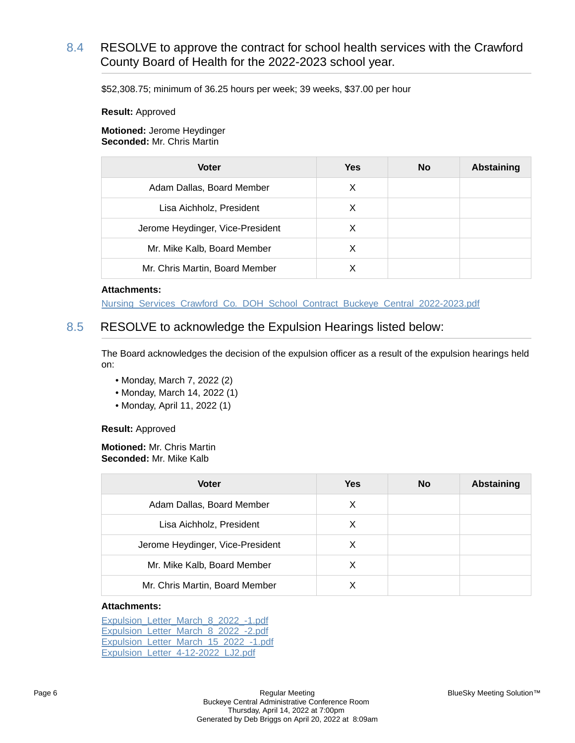## 8.4 RESOLVE to approve the contract for school health services with the Crawford County Board of Health for the 2022-2023 school year.

$52,308.75; minimum of 36.25 hours per week; 39 weeks, $37.00 per hour

**Result:** Approved

**Motioned:** Jerome Heydinger
**Seconded:** Mr. Chris Martin

| Voter | Yes | No | Abstaining |
|---|---|---|---|
| Adam Dallas, Board Member | X | | |
| Lisa Aichholz, President | X | | |
| Jerome Heydinger, Vice-President | X | | |
| Mr. Mike Kalb, Board Member | X | | |
| Mr. Chris Martin, Board Member | X | | |

**Attachments:**

Nursing_Services_Crawford_Co._DOH_School_Contract_Buckeye_Central_2022-2023.pdf

## 8.5 RESOLVE to acknowledge the Expulsion Hearings listed below:

The Board acknowledges the decision of the expulsion officer as a result of the expulsion hearings held on:

- Monday, March 7, 2022 (2)
- Monday, March 14, 2022 (1)
- Monday, April 11, 2022 (1)

**Result:** Approved

**Motioned:** Mr. Chris Martin
**Seconded:** Mr. Mike Kalb

| Voter | Yes | No | Abstaining |
|---|---|---|---|
| Adam Dallas, Board Member | X | | |
| Lisa Aichholz, President | X | | |
| Jerome Heydinger, Vice-President | X | | |
| Mr. Mike Kalb, Board Member | X | | |
| Mr. Chris Martin, Board Member | X | | |

**Attachments:**

Expulsion_Letter_March_8_2022_-1.pdf
Expulsion_Letter_March_8_2022_-2.pdf
Expulsion_Letter_March_15_2022_-1.pdf
Expulsion_Letter_4-12-2022_LJ2.pdf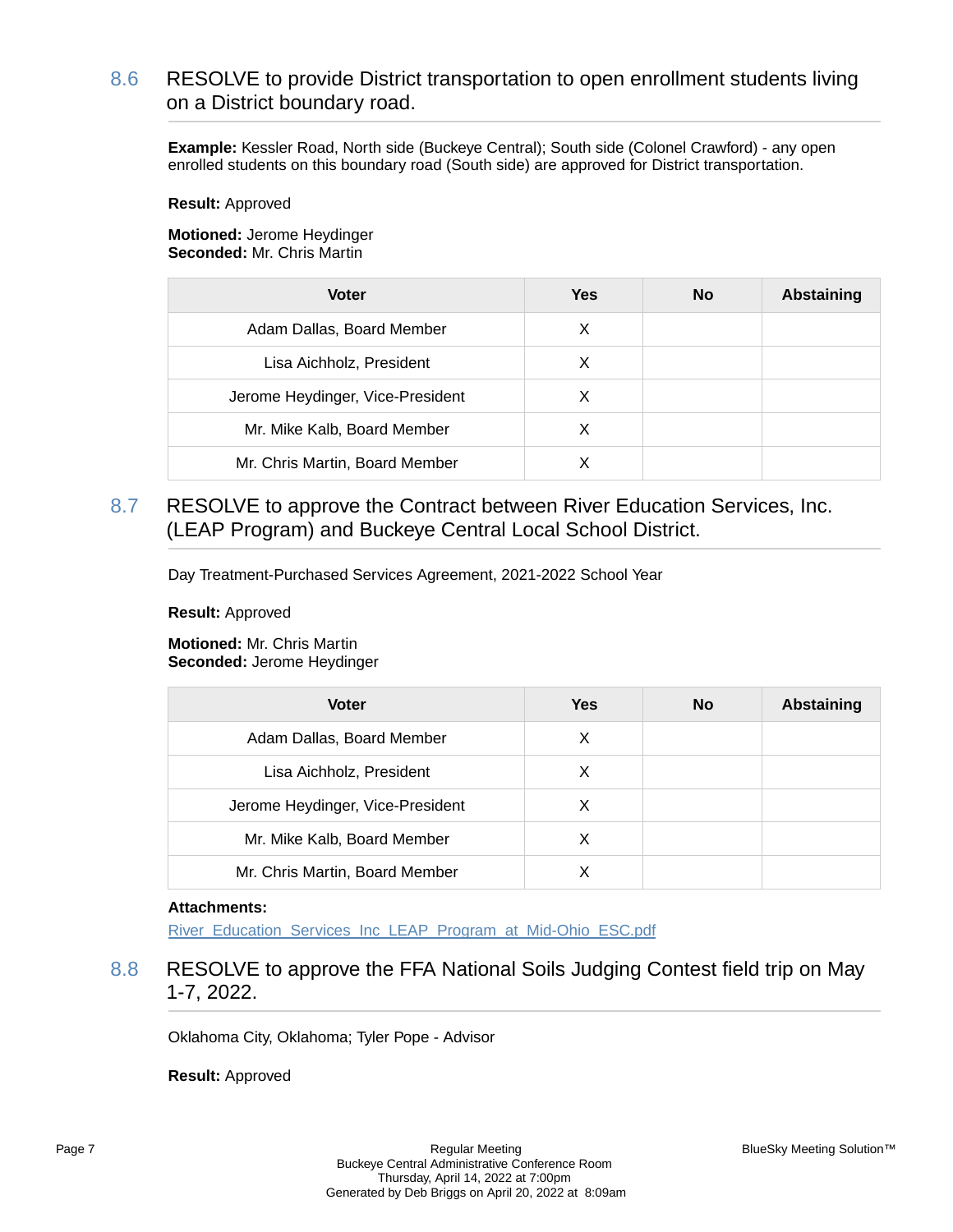## 8.6 RESOLVE to provide District transportation to open enrollment students living on a District boundary road.

**Example:** Kessler Road, North side (Buckeye Central); South side (Colonel Crawford) - any open enrolled students on this boundary road (South side) are approved for District transportation.

**Result:** Approved

**Motioned:** Jerome Heydinger
**Seconded:** Mr. Chris Martin

| Voter | Yes | No | Abstaining |
|---|---|---|---|
| Adam Dallas, Board Member | X | | |
| Lisa Aichholz, President | X | | |
| Jerome Heydinger, Vice-President | X | | |
| Mr. Mike Kalb, Board Member | X | | |
| Mr. Chris Martin, Board Member | X | | |

## 8.7 RESOLVE to approve the Contract between River Education Services, Inc. (LEAP Program) and Buckeye Central Local School District.

Day Treatment-Purchased Services Agreement, 2021-2022 School Year

**Result:** Approved

**Motioned:** Mr. Chris Martin
**Seconded:** Jerome Heydinger

| Voter | Yes | No | Abstaining |
|---|---|---|---|
| Adam Dallas, Board Member | X | | |
| Lisa Aichholz, President | X | | |
| Jerome Heydinger, Vice-President | X | | |
| Mr. Mike Kalb, Board Member | X | | |
| Mr. Chris Martin, Board Member | X | | |

**Attachments:**
River_Education_Services_Inc_LEAP_Program_at_Mid-Ohio_ESC.pdf

## 8.8 RESOLVE to approve the FFA National Soils Judging Contest field trip on May 1-7, 2022.

Oklahoma City, Oklahoma; Tyler Pope - Advisor

**Result:** Approved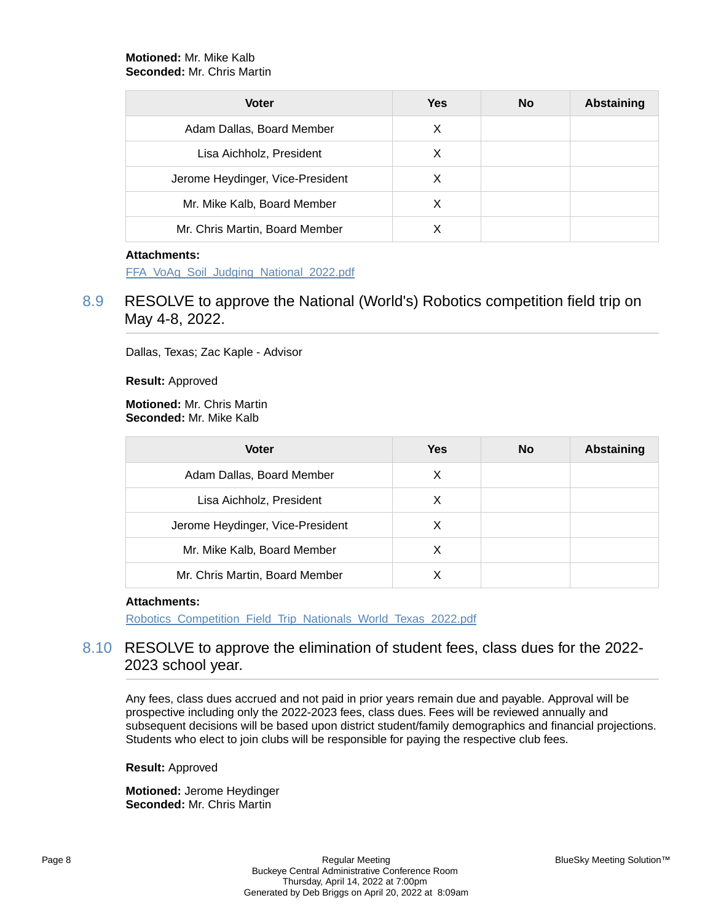**Motioned:** Mr. Mike Kalb
**Seconded:** Mr. Chris Martin

| Voter | Yes | No | Abstaining |
|---|---|---|---|
| Adam Dallas, Board Member | X | | |
| Lisa Aichholz, President | X | | |
| Jerome Heydinger, Vice-President | X | | |
| Mr. Mike Kalb, Board Member | X | | |
| Mr. Chris Martin, Board Member | X | | |

**Attachments:**
FFA_VoAg_Soil_Judging_National_2022.pdf

## 8.9 RESOLVE to approve the National (World's) Robotics competition field trip on May 4-8, 2022.

Dallas, Texas; Zac Kaple - Advisor

**Result:** Approved

**Motioned:** Mr. Chris Martin
**Seconded:** Mr. Mike Kalb

| Voter | Yes | No | Abstaining |
|---|---|---|---|
| Adam Dallas, Board Member | X | | |
| Lisa Aichholz, President | X | | |
| Jerome Heydinger, Vice-President | X | | |
| Mr. Mike Kalb, Board Member | X | | |
| Mr. Chris Martin, Board Member | X | | |

**Attachments:**
Robotics_Competition_Field_Trip_Nationals_World_Texas_2022.pdf

## 8.10 RESOLVE to approve the elimination of student fees, class dues for the 2022-2023 school year.

Any fees, class dues accrued and not paid in prior years remain due and payable. Approval will be prospective including only the 2022-2023 fees, class dues. Fees will be reviewed annually and subsequent decisions will be based upon district student/family demographics and financial projections. Students who elect to join clubs will be responsible for paying the respective club fees.

**Result:** Approved

**Motioned:** Jerome Heydinger
**Seconded:** Mr. Chris Martin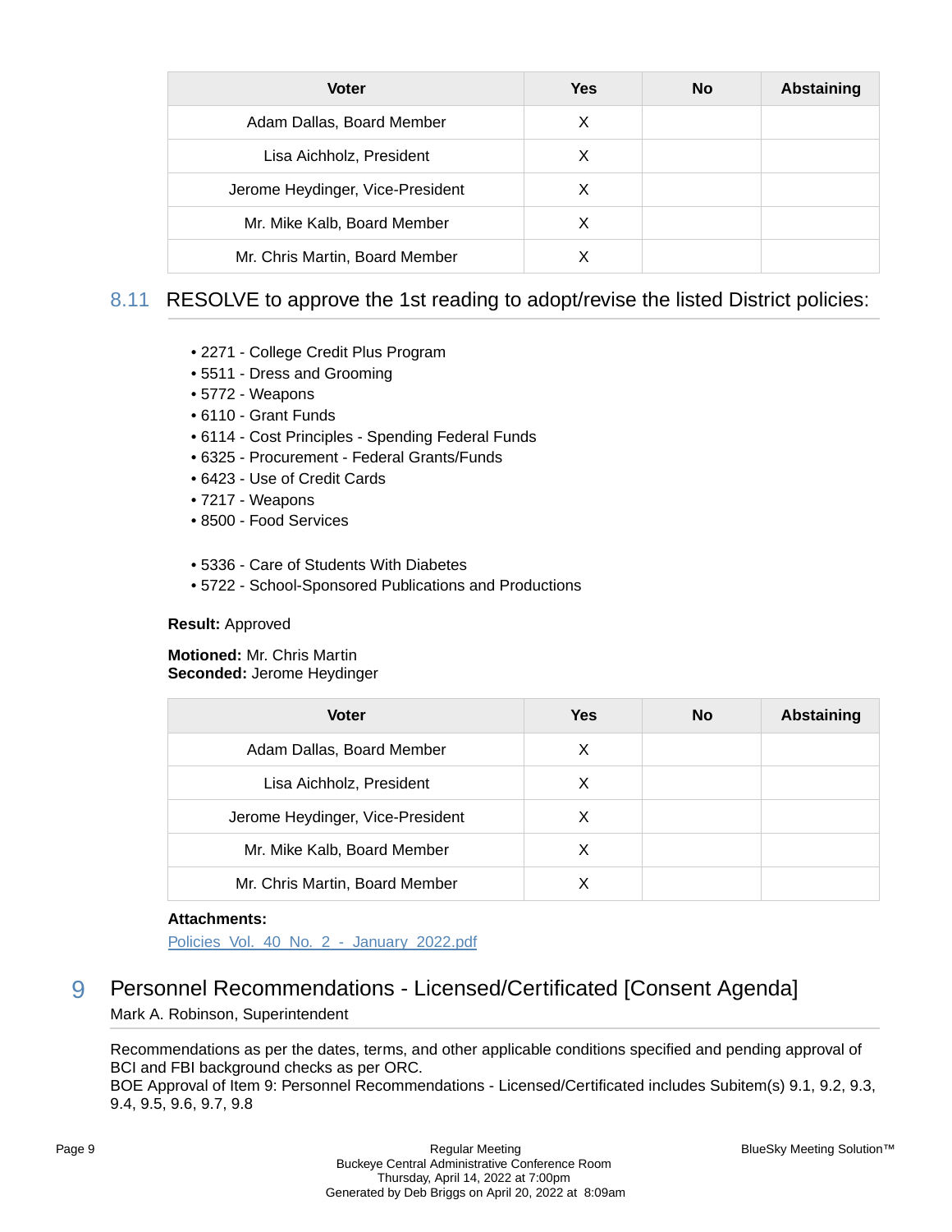| Voter | Yes | No | Abstaining |
|---|---|---|---|
| Adam Dallas, Board Member | X | | |
| Lisa Aichholz, President | X | | |
| Jerome Heydinger, Vice-President | X | | |
| Mr. Mike Kalb, Board Member | X | | |
| Mr. Chris Martin, Board Member | X | | |

### 8.11 RESOLVE to approve the 1st reading to adopt/revise the listed District policies:

- 2271 - College Credit Plus Program
- 5511 - Dress and Grooming
- 5772 - Weapons
- 6110 - Grant Funds
- 6114 - Cost Principles - Spending Federal Funds
- 6325 - Procurement - Federal Grants/Funds
- 6423 - Use of Credit Cards
- 7217 - Weapons
- 8500 - Food Services

- 5336 - Care of Students With Diabetes
- 5722 - School-Sponsored Publications and Productions

**Result:** Approved

**Motioned:** Mr. Chris Martin
**Seconded:** Jerome Heydinger

| Voter | Yes | No | Abstaining |
|---|---|---|---|
| Adam Dallas, Board Member | X | | |
| Lisa Aichholz, President | X | | |
| Jerome Heydinger, Vice-President | X | | |
| Mr. Mike Kalb, Board Member | X | | |
| Mr. Chris Martin, Board Member | X | | |

**Attachments:**
Policies_Vol._40_No._2_-_January_2022.pdf

## 9 Personnel Recommendations - Licensed/Certificated [Consent Agenda]

Mark A. Robinson, Superintendent

Recommendations as per the dates, terms, and other applicable conditions specified and pending approval of BCI and FBI background checks as per ORC.
BOE Approval of Item 9: Personnel Recommendations - Licensed/Certificated includes Subitem(s) 9.1, 9.2, 9.3, 9.4, 9.5, 9.6, 9.7, 9.8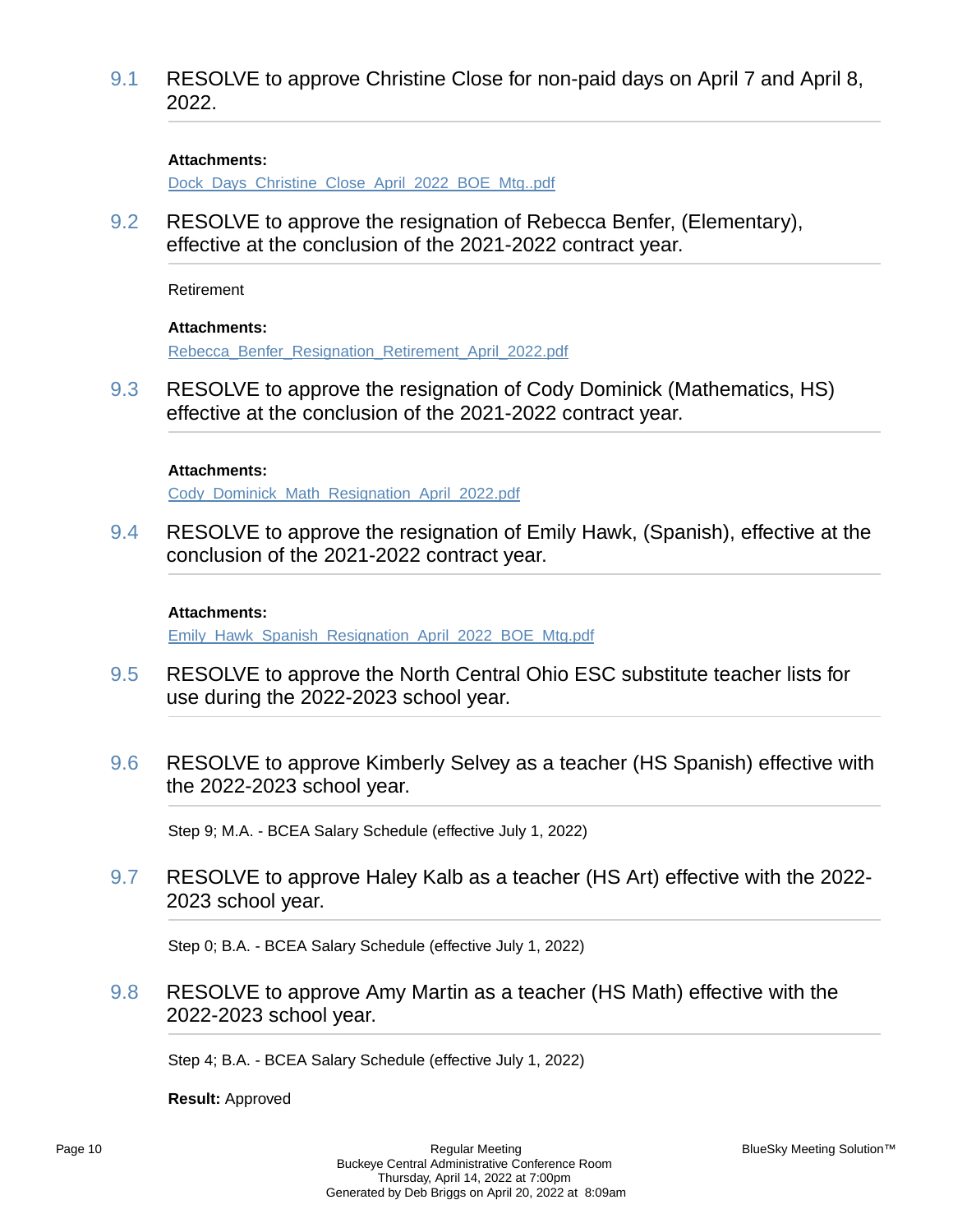### 9.1 RESOLVE to approve Christine Close for non-paid days on April 7 and April 8, 2022.

**Attachments:**
Dock_Days_Christine_Close_April_2022_BOE_Mtg..pdf

### 9.2 RESOLVE to approve the resignation of Rebecca Benfer, (Elementary), effective at the conclusion of the 2021-2022 contract year.

Retirement

**Attachments:**
Rebecca_Benfer_Resignation_Retirement_April_2022.pdf

### 9.3 RESOLVE to approve the resignation of Cody Dominick (Mathematics, HS) effective at the conclusion of the 2021-2022 contract year.

**Attachments:**
Cody_Dominick_Math_Resignation_April_2022.pdf

### 9.4 RESOLVE to approve the resignation of Emily Hawk, (Spanish), effective at the conclusion of the 2021-2022 contract year.

**Attachments:**
Emily_Hawk_Spanish_Resignation_April_2022_BOE_Mtg.pdf

### 9.5 RESOLVE to approve the North Central Ohio ESC substitute teacher lists for use during the 2022-2023 school year.

### 9.6 RESOLVE to approve Kimberly Selvey as a teacher (HS Spanish) effective with the 2022-2023 school year.

Step 9; M.A. - BCEA Salary Schedule (effective July 1, 2022)

### 9.7 RESOLVE to approve Haley Kalb as a teacher (HS Art) effective with the 2022-2023 school year.

Step 0; B.A. - BCEA Salary Schedule (effective July 1, 2022)

### 9.8 RESOLVE to approve Amy Martin as a teacher (HS Math) effective with the 2022-2023 school year.

Step 4; B.A. - BCEA Salary Schedule (effective July 1, 2022)

**Result:** Approved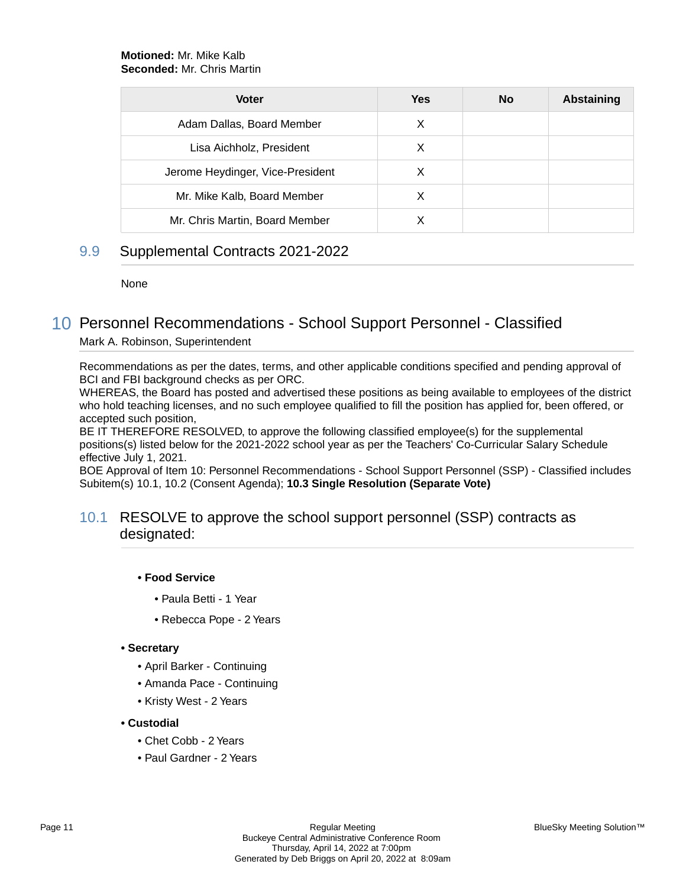**Motioned:** Mr. Mike Kalb
**Seconded:** Mr. Chris Martin

| Voter | Yes | No | Abstaining |
|---|---|---|---|
| Adam Dallas, Board Member | X | | |
| Lisa Aichholz, President | X | | |
| Jerome Heydinger, Vice-President | X | | |
| Mr. Mike Kalb, Board Member | X | | |
| Mr. Chris Martin, Board Member | X | | |

### 9.9 Supplemental Contracts 2021-2022

None

## 10 Personnel Recommendations - School Support Personnel - Classified

Mark A. Robinson, Superintendent

Recommendations as per the dates, terms, and other applicable conditions specified and pending approval of BCI and FBI background checks as per ORC.
WHEREAS, the Board has posted and advertised these positions as being available to employees of the district who hold teaching licenses, and no such employee qualified to fill the position has applied for, been offered, or accepted such position,
BE IT THEREFORE RESOLVED, to approve the following classified employee(s) for the supplemental positions(s) listed below for the 2021-2022 school year as per the Teachers' Co-Curricular Salary Schedule effective July 1, 2021.
BOE Approval of Item 10: Personnel Recommendations - School Support Personnel (SSP) - Classified includes Subitem(s) 10.1, 10.2 (Consent Agenda); **10.3 Single Resolution (Separate Vote)**

### 10.1 RESOLVE to approve the school support personnel (SSP) contracts as designated:

- **Food Service**
  - Paula Betti - 1 Year
  - Rebecca Pope - 2 Years
- **Secretary**
  - April Barker - Continuing
  - Amanda Pace - Continuing
  - Kristy West - 2 Years
- **Custodial**
  - Chet Cobb - 2 Years
  - Paul Gardner - 2 Years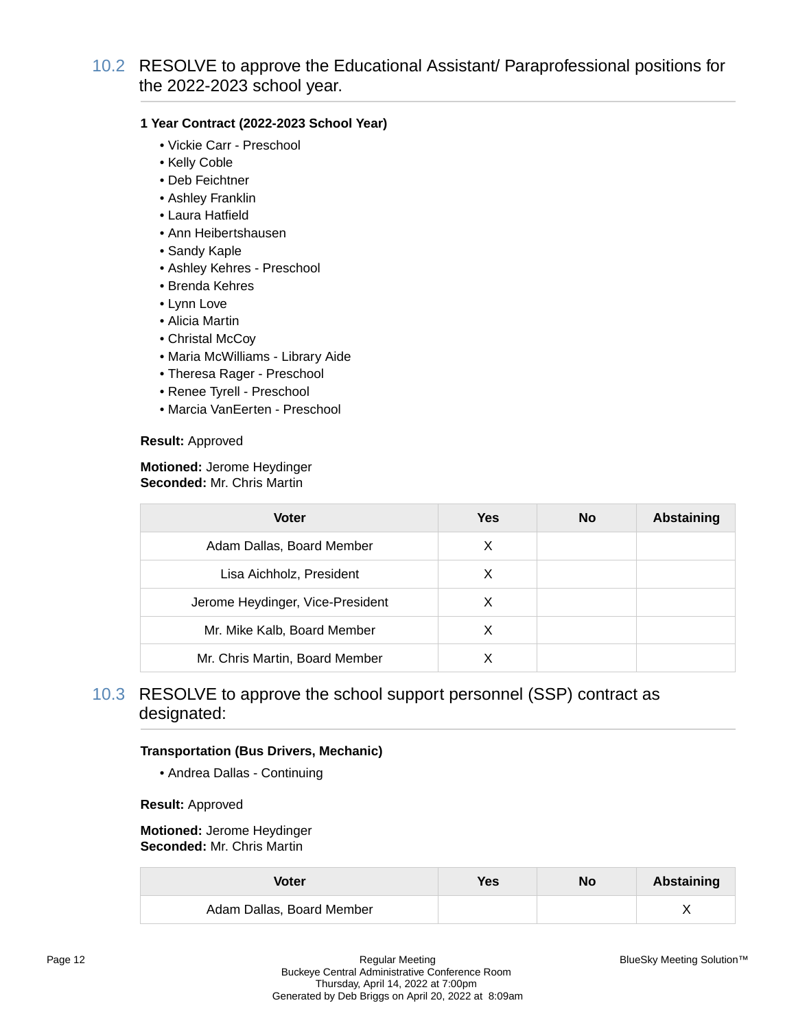## 10.2 RESOLVE to approve the Educational Assistant/ Paraprofessional positions for the 2022-2023 school year.

**1 Year Contract (2022-2023 School Year)**

- Vickie Carr - Preschool
- Kelly Coble
- Deb Feichtner
- Ashley Franklin
- Laura Hatfield
- Ann Heibertshausen
- Sandy Kaple
- Ashley Kehres - Preschool
- Brenda Kehres
- Lynn Love
- Alicia Martin
- Christal McCoy
- Maria McWilliams - Library Aide
- Theresa Rager - Preschool
- Renee Tyrell - Preschool
- Marcia VanEerten - Preschool

**Result:** Approved

**Motioned:** Jerome Heydinger
**Seconded:** Mr. Chris Martin

| Voter | Yes | No | Abstaining |
|---|---|---|---|
| Adam Dallas, Board Member | X | | |
| Lisa Aichholz, President | X | | |
| Jerome Heydinger, Vice-President | X | | |
| Mr. Mike Kalb, Board Member | X | | |
| Mr. Chris Martin, Board Member | X | | |

## 10.3 RESOLVE to approve the school support personnel (SSP) contract as designated:

**Transportation (Bus Drivers, Mechanic)**

- Andrea Dallas - Continuing

**Result:** Approved

**Motioned:** Jerome Heydinger
**Seconded:** Mr. Chris Martin

| Voter | Yes | No | Abstaining |
|---|---|---|---|
| Adam Dallas, Board Member | | | X |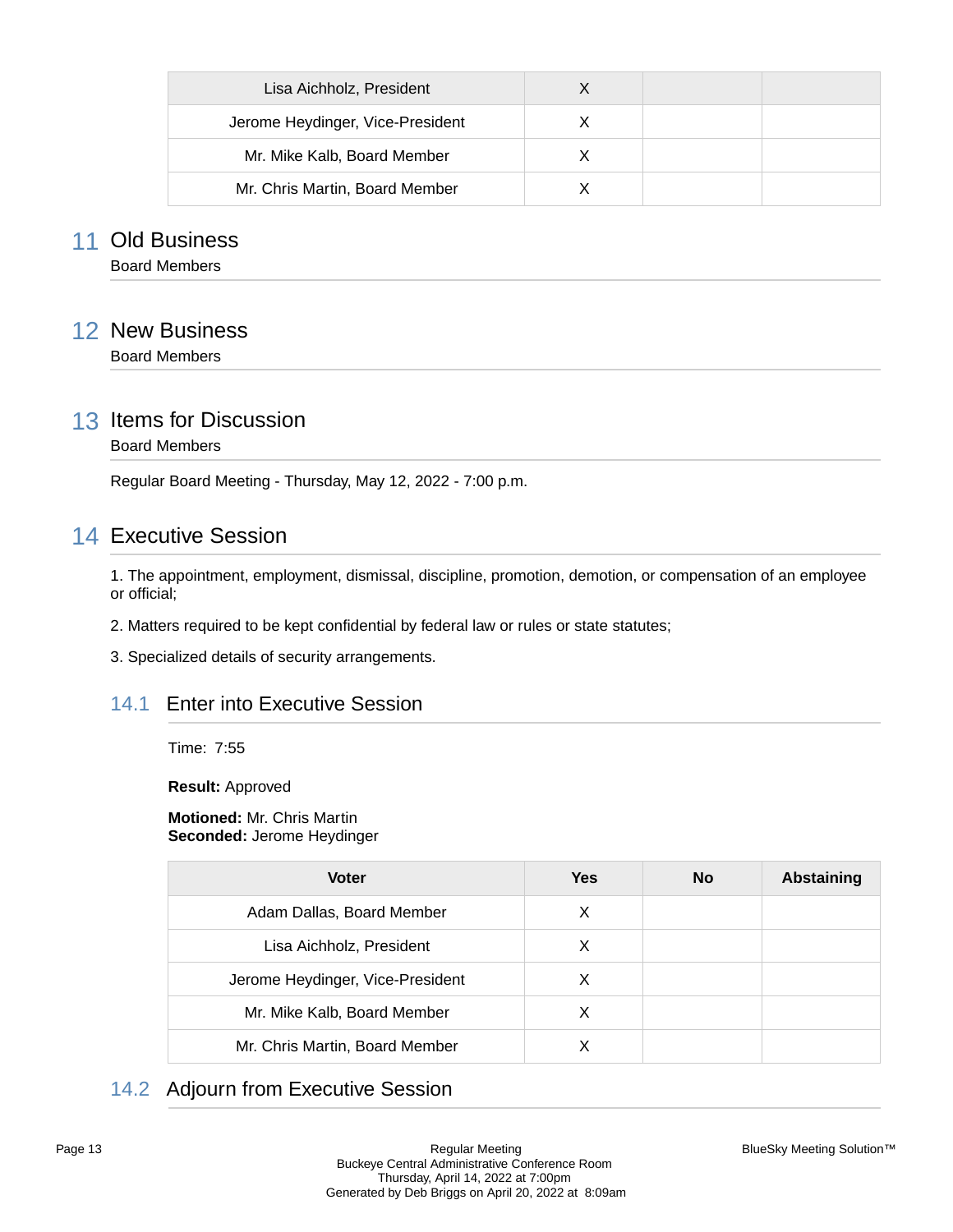| | | | |
|---|---|---|---|
| Lisa Aichholz, President | X | | |
| Jerome Heydinger, Vice-President | X | | |
| Mr. Mike Kalb, Board Member | X | | |
| Mr. Chris Martin, Board Member | X | | |

# 11 Old Business

Board Members

# 12 New Business

Board Members

# 13 Items for Discussion

Board Members

Regular Board Meeting - Thursday, May 12, 2022 - 7:00 p.m.

# 14 Executive Session

1. The appointment, employment, dismissal, discipline, promotion, demotion, or compensation of an employee or official;

2. Matters required to be kept confidential by federal law or rules or state statutes;

3. Specialized details of security arrangements.

## 14.1 Enter into Executive Session

Time: 7:55

**Result:** Approved

**Motioned:** Mr. Chris Martin
**Seconded:** Jerome Heydinger

| Voter | Yes | No | Abstaining |
|---|---|---|---|
| Adam Dallas, Board Member | X | | |
| Lisa Aichholz, President | X | | |
| Jerome Heydinger, Vice-President | X | | |
| Mr. Mike Kalb, Board Member | X | | |
| Mr. Chris Martin, Board Member | X | | |

## 14.2 Adjourn from Executive Session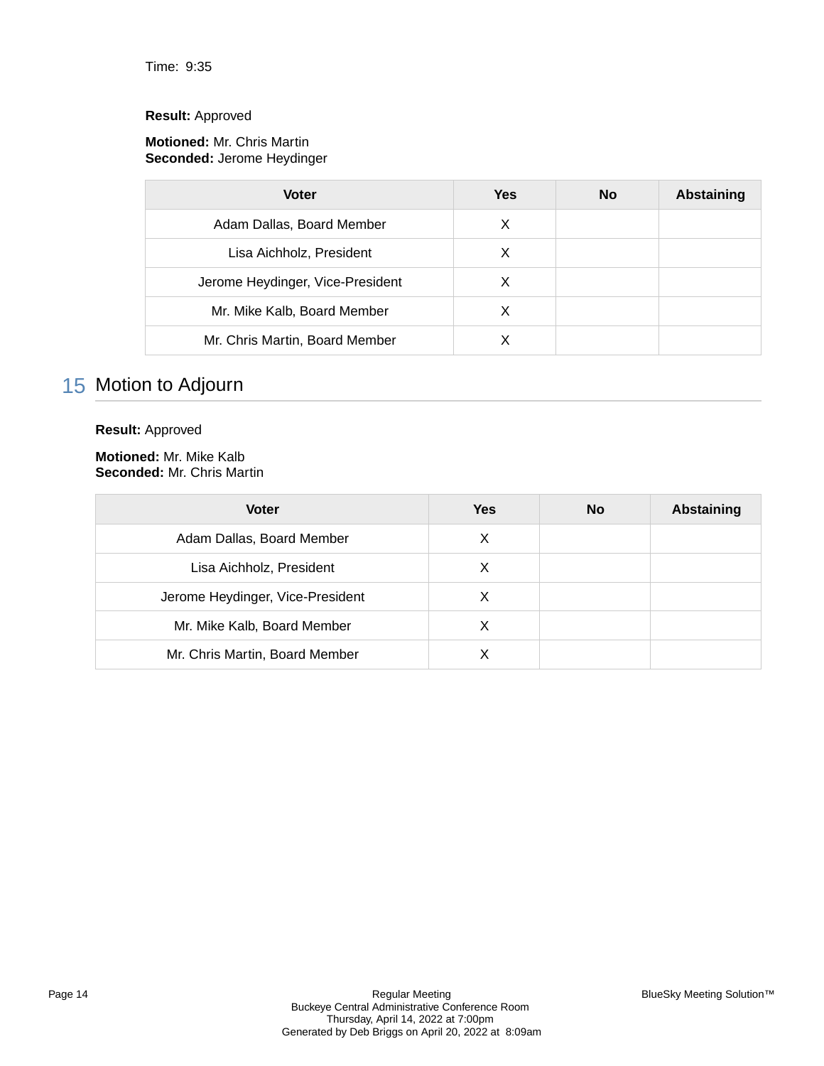Time: 9:35

**Result:** Approved

**Motioned:** Mr. Chris Martin
**Seconded:** Jerome Heydinger

| Voter | Yes | No | Abstaining |
|---|---|---|---|
| Adam Dallas, Board Member | X | | |
| Lisa Aichholz, President | X | | |
| Jerome Heydinger, Vice-President | X | | |
| Mr. Mike Kalb, Board Member | X | | |
| Mr. Chris Martin, Board Member | X | | |

## 15 Motion to Adjourn

**Result:** Approved

**Motioned:** Mr. Mike Kalb
**Seconded:** Mr. Chris Martin

| Voter | Yes | No | Abstaining |
|---|---|---|---|
| Adam Dallas, Board Member | X | | |
| Lisa Aichholz, President | X | | |
| Jerome Heydinger, Vice-President | X | | |
| Mr. Mike Kalb, Board Member | X | | |
| Mr. Chris Martin, Board Member | X | | |